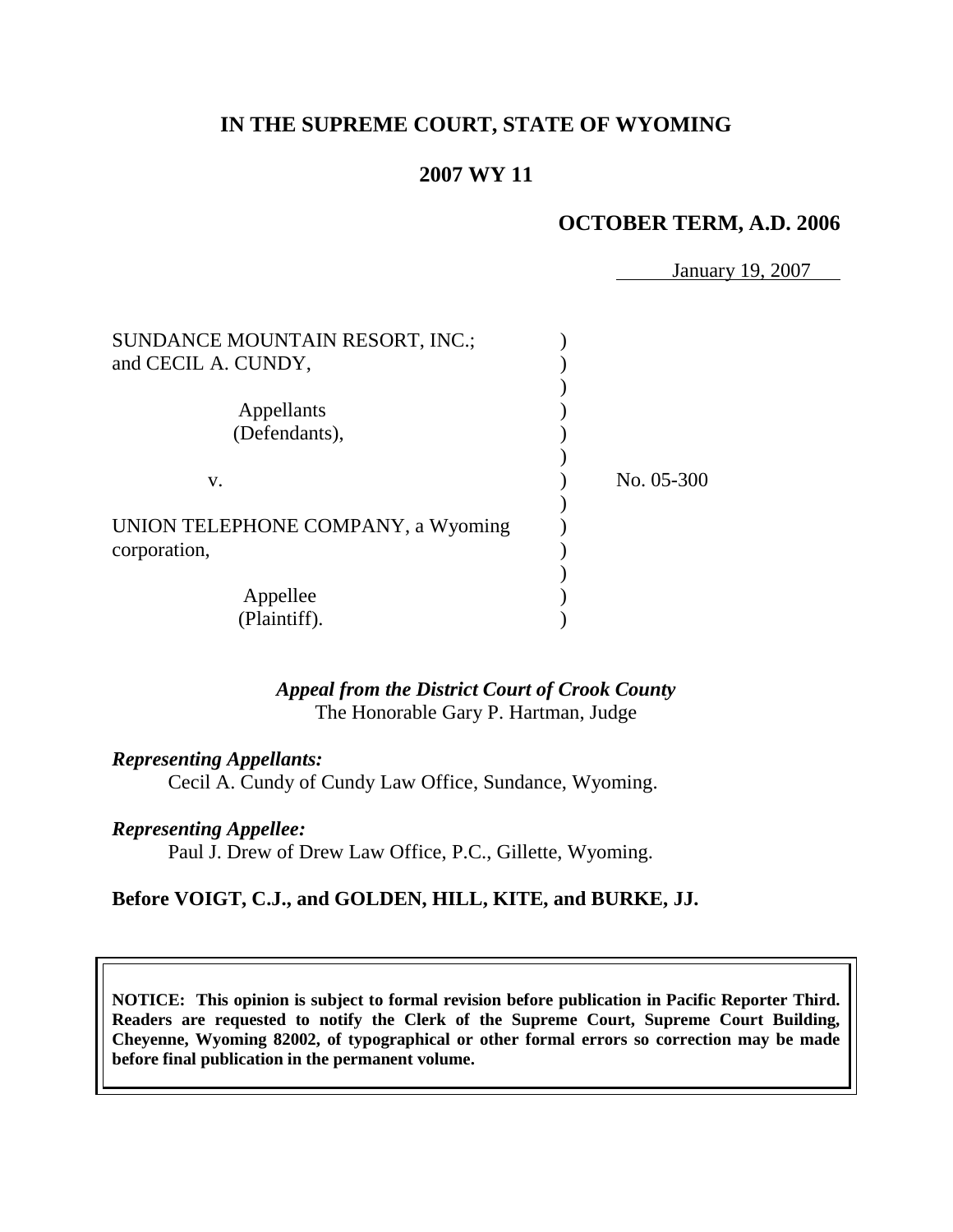# IN THE SUPREME COURT, STATE OF WYOMING

## 2007 WY 11

### OCTOBER TERM, A.D. 2006

January 19, 2007

SUNDANCE MOUNTAIN RESORT, INC.; and CECIL A. CUNDY,

Appellants (Defendants),

v.

UNION TELEPHONE COMPANY, a Wyoming corporation,

Appellee (Plaintiff).

No. 05-300

*Appeal from the District Court of Crook County*
The Honorable Gary P. Hartman, Judge

*Representing Appellants:*
Cecil A. Cundy of Cundy Law Office, Sundance, Wyoming.

*Representing Appellee:*
Paul J. Drew of Drew Law Office, P.C., Gillette, Wyoming.

**Before VOIGT, C.J., and GOLDEN, HILL, KITE, and BURKE, JJ.**

**NOTICE: This opinion is subject to formal revision before publication in Pacific Reporter Third. Readers are requested to notify the Clerk of the Supreme Court, Supreme Court Building, Cheyenne, Wyoming 82002, of typographical or other formal errors so correction may be made before final publication in the permanent volume.**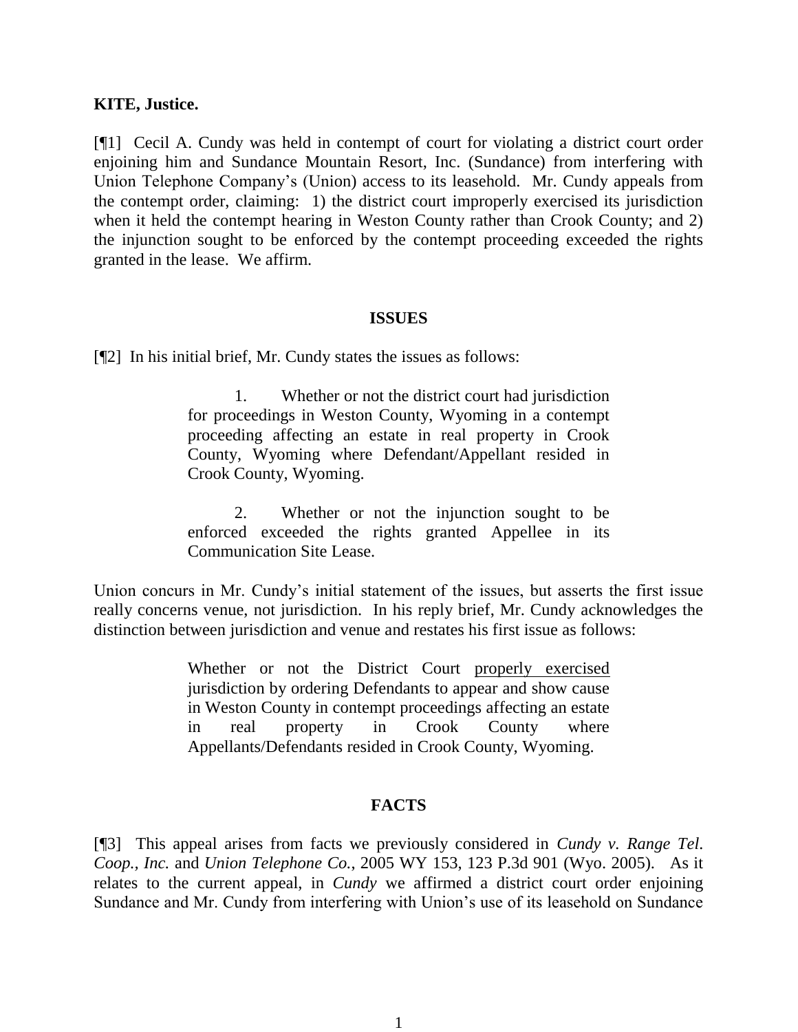**KITE, Justice.**

[¶1] Cecil A. Cundy was held in contempt of court for violating a district court order enjoining him and Sundance Mountain Resort, Inc. (Sundance) from interfering with Union Telephone Company's (Union) access to its leasehold. Mr. Cundy appeals from the contempt order, claiming: 1) the district court improperly exercised its jurisdiction when it held the contempt hearing in Weston County rather than Crook County; and 2) the injunction sought to be enforced by the contempt proceeding exceeded the rights granted in the lease. We affirm.

## ISSUES

[¶2] In his initial brief, Mr. Cundy states the issues as follows:

> 1. Whether or not the district court had jurisdiction for proceedings in Weston County, Wyoming in a contempt proceeding affecting an estate in real property in Crook County, Wyoming where Defendant/Appellant resided in Crook County, Wyoming.
>
> 2. Whether or not the injunction sought to be enforced exceeded the rights granted Appellee in its Communication Site Lease.

Union concurs in Mr. Cundy's initial statement of the issues, but asserts the first issue really concerns venue, not jurisdiction. In his reply brief, Mr. Cundy acknowledges the distinction between jurisdiction and venue and restates his first issue as follows:

> Whether or not the District Court properly exercised jurisdiction by ordering Defendants to appear and show cause in Weston County in contempt proceedings affecting an estate in real property in Crook County where Appellants/Defendants resided in Crook County, Wyoming.

## FACTS

[¶3] This appeal arises from facts we previously considered in *Cundy v. Range Tel. Coop., Inc.* and *Union Telephone Co.*, 2005 WY 153, 123 P.3d 901 (Wyo. 2005). As it relates to the current appeal, in *Cundy* we affirmed a district court order enjoining Sundance and Mr. Cundy from interfering with Union's use of its leasehold on Sundance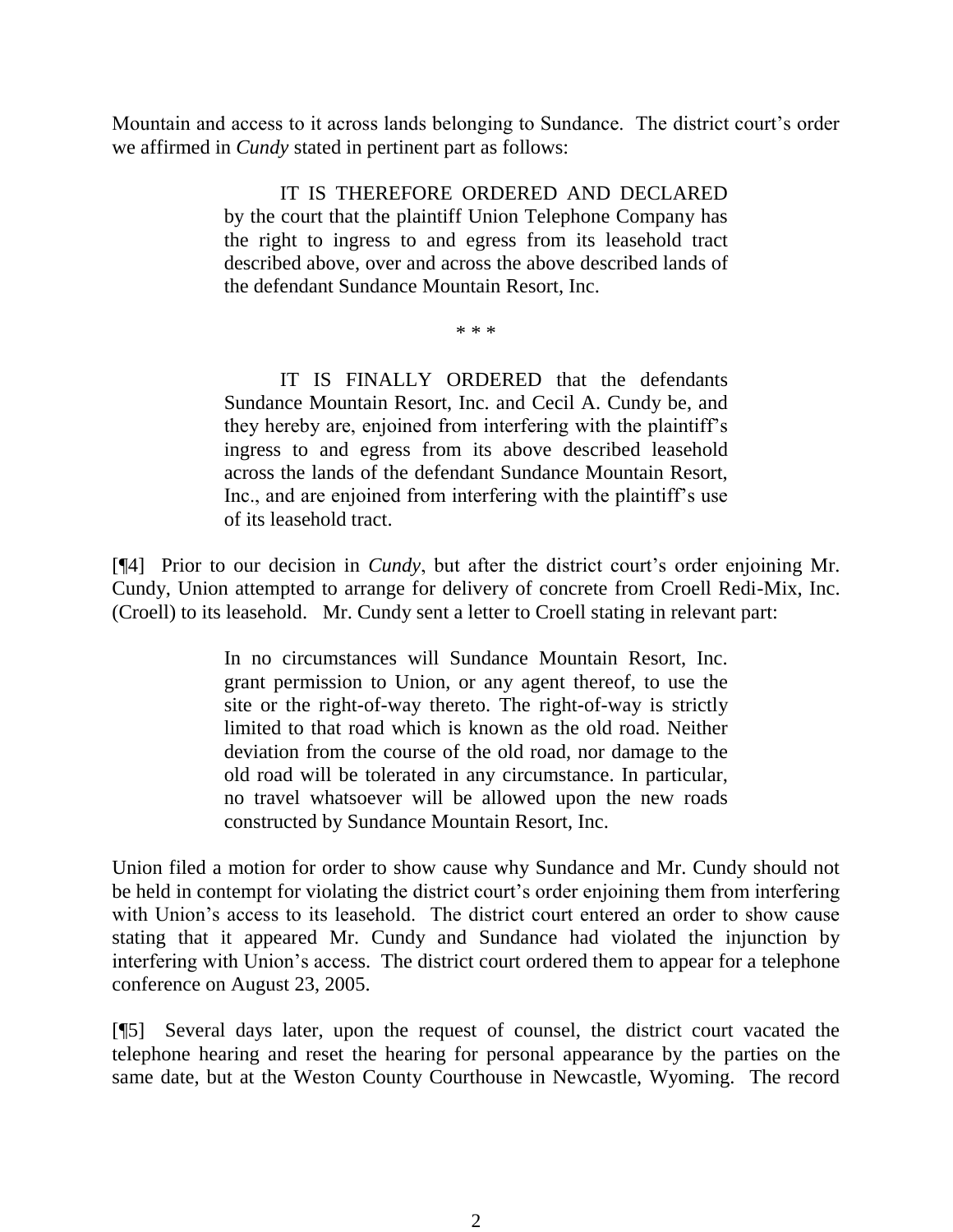Mountain and access to it across lands belonging to Sundance. The district court's order we affirmed in *Cundy* stated in pertinent part as follows:

> IT IS THEREFORE ORDERED AND DECLARED by the court that the plaintiff Union Telephone Company has the right to ingress to and egress from its leasehold tract described above, over and across the above described lands of the defendant Sundance Mountain Resort, Inc.
>
> \* \* \*
>
> IT IS FINALLY ORDERED that the defendants Sundance Mountain Resort, Inc. and Cecil A. Cundy be, and they hereby are, enjoined from interfering with the plaintiff's ingress to and egress from its above described leasehold across the lands of the defendant Sundance Mountain Resort, Inc., and are enjoined from interfering with the plaintiff's use of its leasehold tract.

[¶4] Prior to our decision in *Cundy*, but after the district court's order enjoining Mr. Cundy, Union attempted to arrange for delivery of concrete from Croell Redi-Mix, Inc. (Croell) to its leasehold. Mr. Cundy sent a letter to Croell stating in relevant part:

> In no circumstances will Sundance Mountain Resort, Inc. grant permission to Union, or any agent thereof, to use the site or the right-of-way thereto. The right-of-way is strictly limited to that road which is known as the old road. Neither deviation from the course of the old road, nor damage to the old road will be tolerated in any circumstance. In particular, no travel whatsoever will be allowed upon the new roads constructed by Sundance Mountain Resort, Inc.

Union filed a motion for order to show cause why Sundance and Mr. Cundy should not be held in contempt for violating the district court's order enjoining them from interfering with Union's access to its leasehold. The district court entered an order to show cause stating that it appeared Mr. Cundy and Sundance had violated the injunction by interfering with Union's access. The district court ordered them to appear for a telephone conference on August 23, 2005.

[¶5] Several days later, upon the request of counsel, the district court vacated the telephone hearing and reset the hearing for personal appearance by the parties on the same date, but at the Weston County Courthouse in Newcastle, Wyoming. The record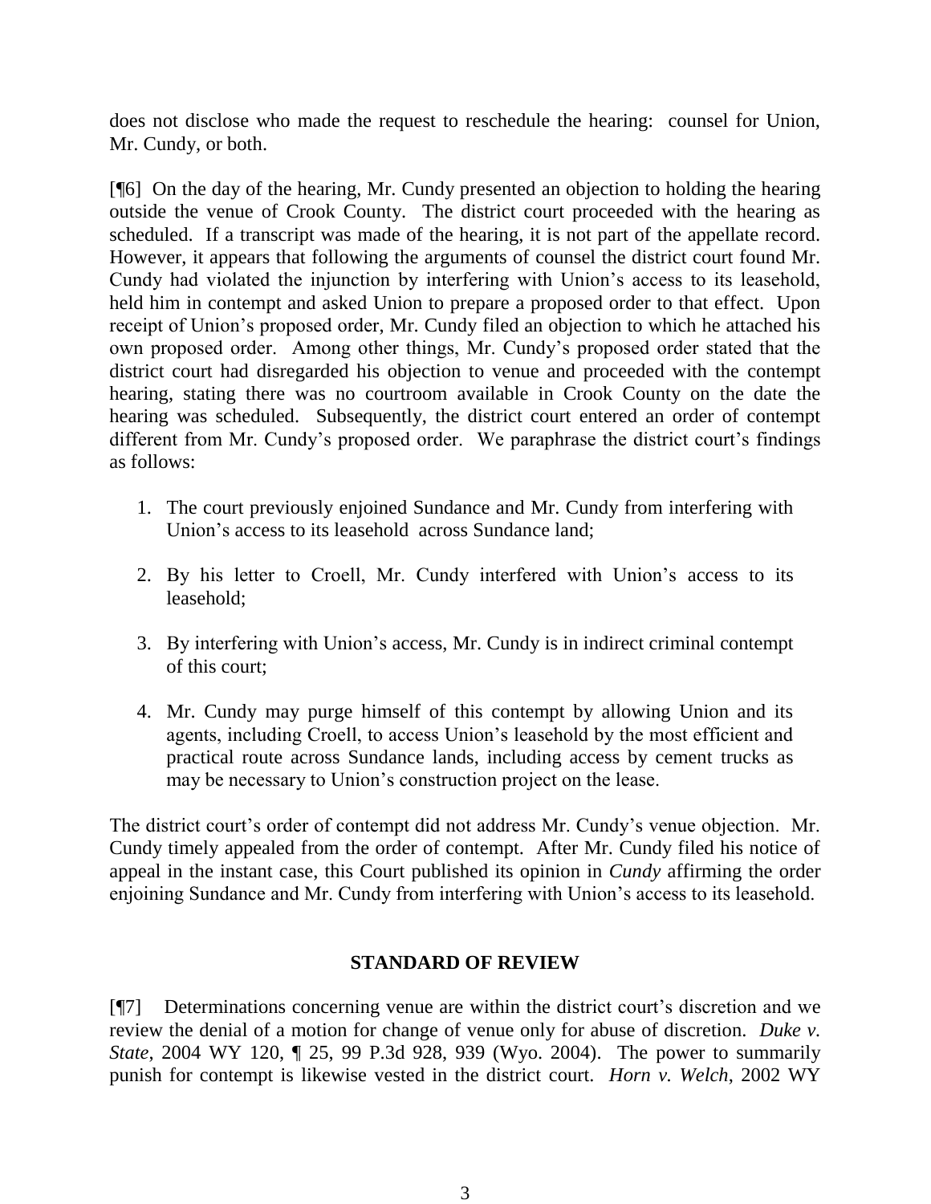does not disclose who made the request to reschedule the hearing: counsel for Union, Mr. Cundy, or both.

[¶6] On the day of the hearing, Mr. Cundy presented an objection to holding the hearing outside the venue of Crook County. The district court proceeded with the hearing as scheduled. If a transcript was made of the hearing, it is not part of the appellate record. However, it appears that following the arguments of counsel the district court found Mr. Cundy had violated the injunction by interfering with Union's access to its leasehold, held him in contempt and asked Union to prepare a proposed order to that effect. Upon receipt of Union's proposed order, Mr. Cundy filed an objection to which he attached his own proposed order. Among other things, Mr. Cundy's proposed order stated that the district court had disregarded his objection to venue and proceeded with the contempt hearing, stating there was no courtroom available in Crook County on the date the hearing was scheduled. Subsequently, the district court entered an order of contempt different from Mr. Cundy's proposed order. We paraphrase the district court's findings as follows:

1. The court previously enjoined Sundance and Mr. Cundy from interfering with Union's access to its leasehold across Sundance land;

2. By his letter to Croell, Mr. Cundy interfered with Union's access to its leasehold;

3. By interfering with Union's access, Mr. Cundy is in indirect criminal contempt of this court;

4. Mr. Cundy may purge himself of this contempt by allowing Union and its agents, including Croell, to access Union's leasehold by the most efficient and practical route across Sundance lands, including access by cement trucks as may be necessary to Union's construction project on the lease.

The district court's order of contempt did not address Mr. Cundy's venue objection. Mr. Cundy timely appealed from the order of contempt. After Mr. Cundy filed his notice of appeal in the instant case, this Court published its opinion in *Cundy* affirming the order enjoining Sundance and Mr. Cundy from interfering with Union's access to its leasehold.

## STANDARD OF REVIEW

[¶7] Determinations concerning venue are within the district court's discretion and we review the denial of a motion for change of venue only for abuse of discretion. *Duke v. State*, 2004 WY 120, ¶ 25, 99 P.3d 928, 939 (Wyo. 2004). The power to summarily punish for contempt is likewise vested in the district court. *Horn v. Welch*, 2002 WY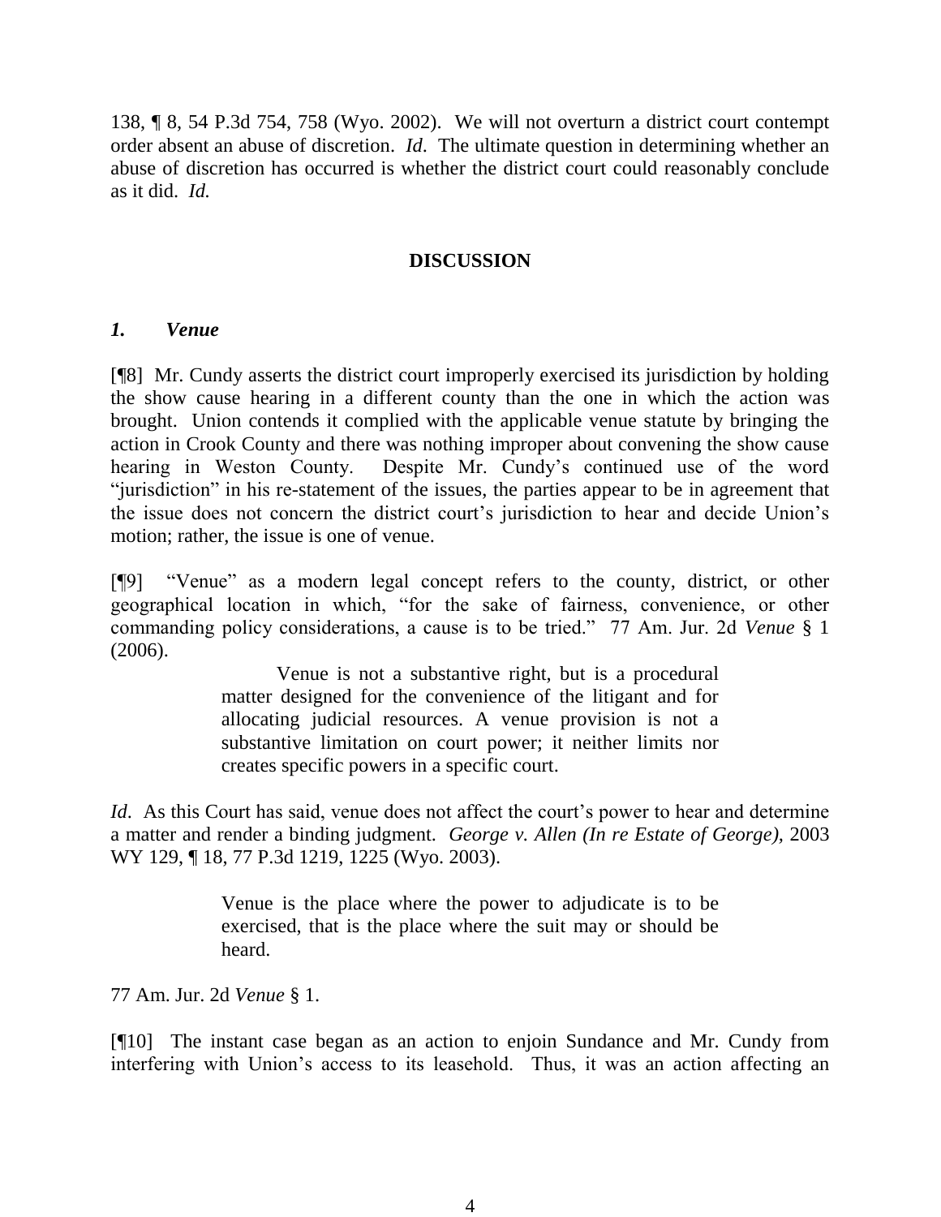138, ¶ 8, 54 P.3d 754, 758 (Wyo. 2002). We will not overturn a district court contempt order absent an abuse of discretion. *Id*. The ultimate question in determining whether an abuse of discretion has occurred is whether the district court could reasonably conclude as it did. *Id.*

## DISCUSSION

### *1. Venue*

[¶8] Mr. Cundy asserts the district court improperly exercised its jurisdiction by holding the show cause hearing in a different county than the one in which the action was brought. Union contends it complied with the applicable venue statute by bringing the action in Crook County and there was nothing improper about convening the show cause hearing in Weston County. Despite Mr. Cundy's continued use of the word "jurisdiction" in his re-statement of the issues, the parties appear to be in agreement that the issue does not concern the district court's jurisdiction to hear and decide Union's motion; rather, the issue is one of venue.

[¶9] "Venue" as a modern legal concept refers to the county, district, or other geographical location in which, "for the sake of fairness, convenience, or other commanding policy considerations, a cause is to be tried." 77 Am. Jur. 2d *Venue* § 1 (2006).

> Venue is not a substantive right, but is a procedural matter designed for the convenience of the litigant and for allocating judicial resources. A venue provision is not a substantive limitation on court power; it neither limits nor creates specific powers in a specific court.

*Id*. As this Court has said, venue does not affect the court's power to hear and determine a matter and render a binding judgment. *George v. Allen (In re Estate of George),* 2003 WY 129, ¶ 18, 77 P.3d 1219, 1225 (Wyo. 2003).

> Venue is the place where the power to adjudicate is to be exercised, that is the place where the suit may or should be heard.

77 Am. Jur. 2d *Venue* § 1.

[¶10] The instant case began as an action to enjoin Sundance and Mr. Cundy from interfering with Union's access to its leasehold. Thus, it was an action affecting an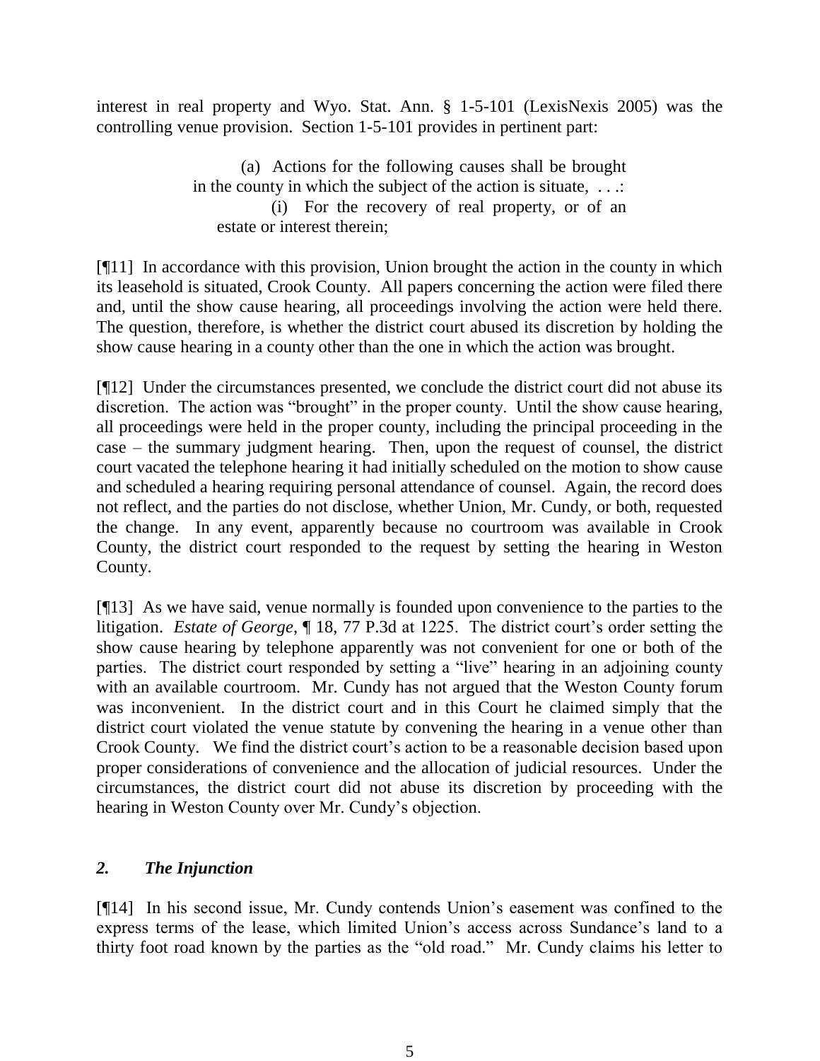interest in real property and Wyo. Stat. Ann. § 1-5-101 (LexisNexis 2005) was the controlling venue provision. Section 1-5-101 provides in pertinent part:

> (a) Actions for the following causes shall be brought in the county in which the subject of the action is situate, . . .:
>
> (i) For the recovery of real property, or of an estate or interest therein;

[¶11] In accordance with this provision, Union brought the action in the county in which its leasehold is situated, Crook County. All papers concerning the action were filed there and, until the show cause hearing, all proceedings involving the action were held there. The question, therefore, is whether the district court abused its discretion by holding the show cause hearing in a county other than the one in which the action was brought.

[¶12] Under the circumstances presented, we conclude the district court did not abuse its discretion. The action was "brought" in the proper county. Until the show cause hearing, all proceedings were held in the proper county, including the principal proceeding in the case – the summary judgment hearing. Then, upon the request of counsel, the district court vacated the telephone hearing it had initially scheduled on the motion to show cause and scheduled a hearing requiring personal attendance of counsel. Again, the record does not reflect, and the parties do not disclose, whether Union, Mr. Cundy, or both, requested the change. In any event, apparently because no courtroom was available in Crook County, the district court responded to the request by setting the hearing in Weston County.

[¶13] As we have said, venue normally is founded upon convenience to the parties to the litigation. *Estate of George*, ¶ 18, 77 P.3d at 1225. The district court's order setting the show cause hearing by telephone apparently was not convenient for one or both of the parties. The district court responded by setting a "live" hearing in an adjoining county with an available courtroom. Mr. Cundy has not argued that the Weston County forum was inconvenient. In the district court and in this Court he claimed simply that the district court violated the venue statute by convening the hearing in a venue other than Crook County. We find the district court's action to be a reasonable decision based upon proper considerations of convenience and the allocation of judicial resources. Under the circumstances, the district court did not abuse its discretion by proceeding with the hearing in Weston County over Mr. Cundy's objection.

## *2. The Injunction*

[¶14] In his second issue, Mr. Cundy contends Union's easement was confined to the express terms of the lease, which limited Union's access across Sundance's land to a thirty foot road known by the parties as the "old road." Mr. Cundy claims his letter to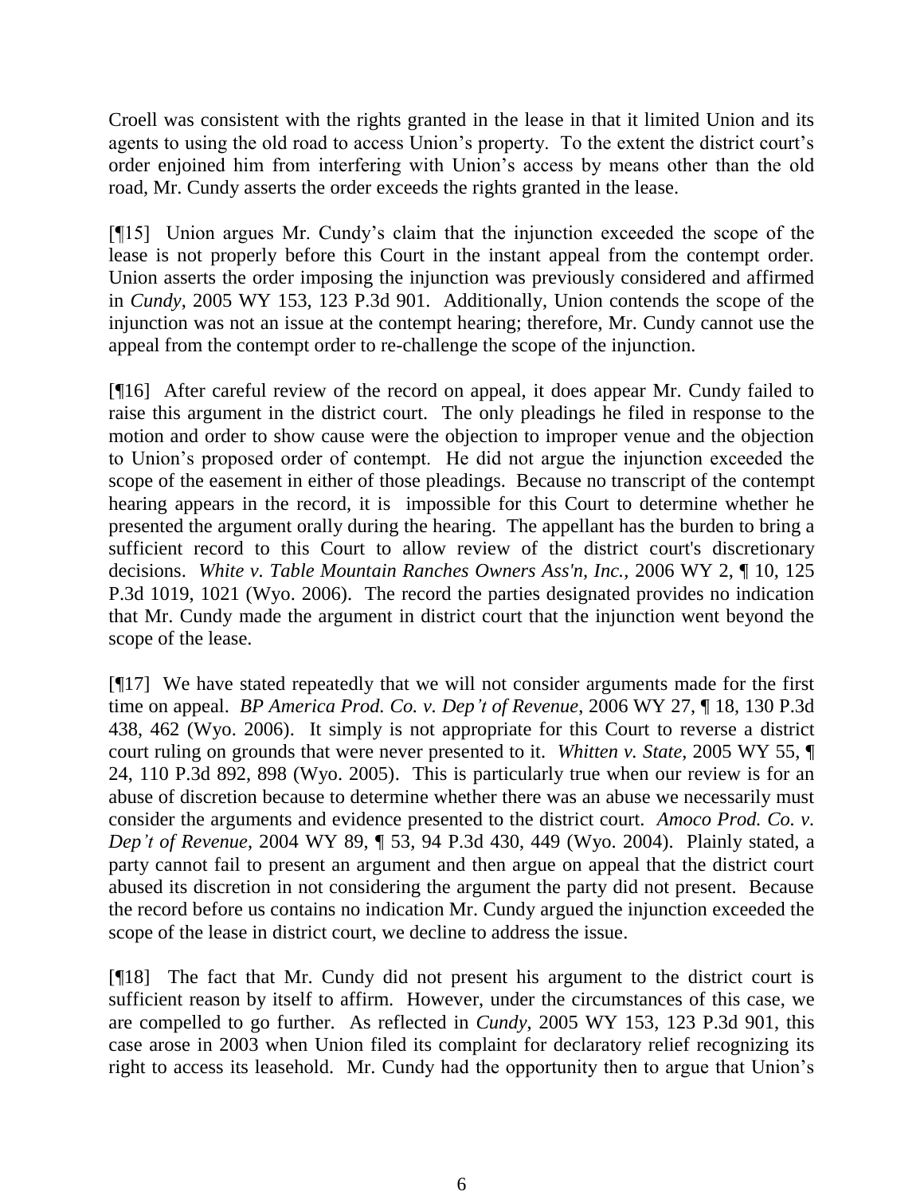Croell was consistent with the rights granted in the lease in that it limited Union and its agents to using the old road to access Union's property. To the extent the district court's order enjoined him from interfering with Union's access by means other than the old road, Mr. Cundy asserts the order exceeds the rights granted in the lease.

[¶15] Union argues Mr. Cundy's claim that the injunction exceeded the scope of the lease is not properly before this Court in the instant appeal from the contempt order. Union asserts the order imposing the injunction was previously considered and affirmed in *Cundy*, 2005 WY 153, 123 P.3d 901. Additionally, Union contends the scope of the injunction was not an issue at the contempt hearing; therefore, Mr. Cundy cannot use the appeal from the contempt order to re-challenge the scope of the injunction.

[¶16] After careful review of the record on appeal, it does appear Mr. Cundy failed to raise this argument in the district court. The only pleadings he filed in response to the motion and order to show cause were the objection to improper venue and the objection to Union's proposed order of contempt. He did not argue the injunction exceeded the scope of the easement in either of those pleadings. Because no transcript of the contempt hearing appears in the record, it is impossible for this Court to determine whether he presented the argument orally during the hearing. The appellant has the burden to bring a sufficient record to this Court to allow review of the district court's discretionary decisions. *White v. Table Mountain Ranches Owners Ass'n, Inc.*, 2006 WY 2, ¶ 10, 125 P.3d 1019, 1021 (Wyo. 2006). The record the parties designated provides no indication that Mr. Cundy made the argument in district court that the injunction went beyond the scope of the lease.

[¶17] We have stated repeatedly that we will not consider arguments made for the first time on appeal. *BP America Prod. Co. v. Dep't of Revenue*, 2006 WY 27, ¶ 18, 130 P.3d 438, 462 (Wyo. 2006). It simply is not appropriate for this Court to reverse a district court ruling on grounds that were never presented to it. *Whitten v. State*, 2005 WY 55, ¶ 24, 110 P.3d 892, 898 (Wyo. 2005). This is particularly true when our review is for an abuse of discretion because to determine whether there was an abuse we necessarily must consider the arguments and evidence presented to the district court. *Amoco Prod. Co. v. Dep't of Revenue*, 2004 WY 89, ¶ 53, 94 P.3d 430, 449 (Wyo. 2004). Plainly stated, a party cannot fail to present an argument and then argue on appeal that the district court abused its discretion in not considering the argument the party did not present. Because the record before us contains no indication Mr. Cundy argued the injunction exceeded the scope of the lease in district court, we decline to address the issue.

[¶18] The fact that Mr. Cundy did not present his argument to the district court is sufficient reason by itself to affirm. However, under the circumstances of this case, we are compelled to go further. As reflected in *Cundy*, 2005 WY 153, 123 P.3d 901, this case arose in 2003 when Union filed its complaint for declaratory relief recognizing its right to access its leasehold. Mr. Cundy had the opportunity then to argue that Union's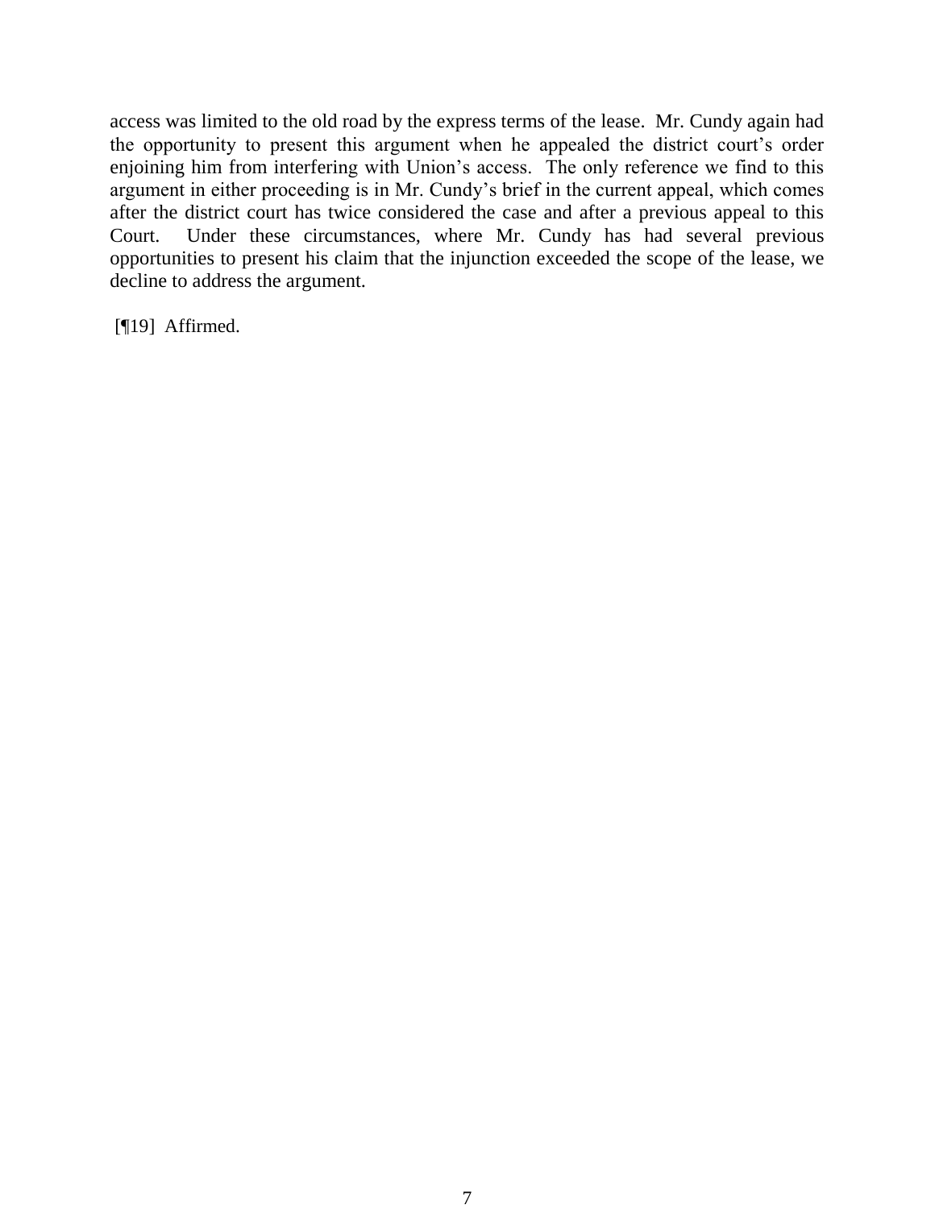access was limited to the old road by the express terms of the lease. Mr. Cundy again had the opportunity to present this argument when he appealed the district court's order enjoining him from interfering with Union's access. The only reference we find to this argument in either proceeding is in Mr. Cundy's brief in the current appeal, which comes after the district court has twice considered the case and after a previous appeal to this Court. Under these circumstances, where Mr. Cundy has had several previous opportunities to present his claim that the injunction exceeded the scope of the lease, we decline to address the argument.

[¶19] Affirmed.